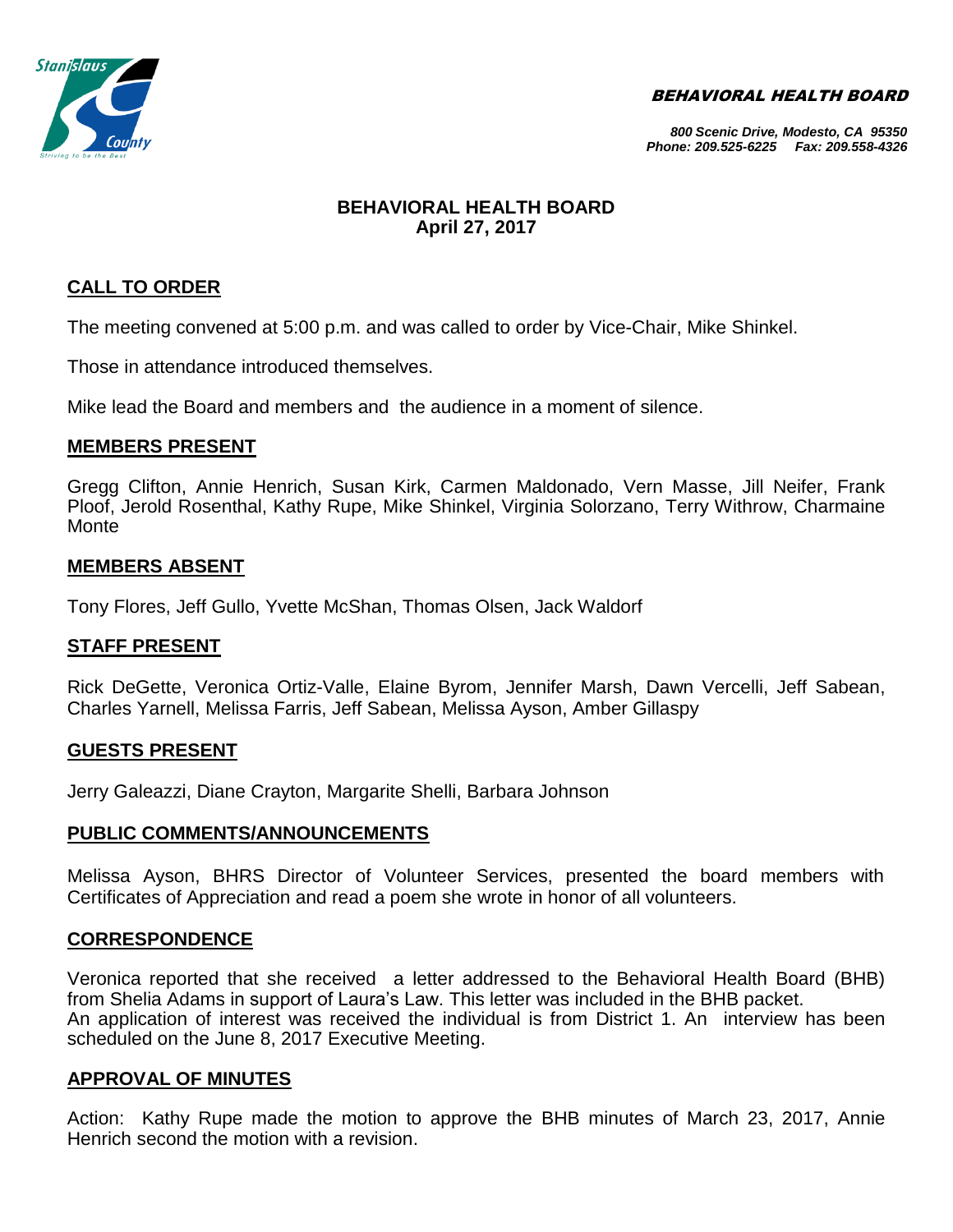BEHAVIORAL HEALTH BOARD

*800 Scenic Drive, Modesto, CA 95350*
*Phone: 209.525-6225 Fax: 209.558-4326*

# BEHAVIORAL HEALTH BOARD
## April 27, 2017

## CALL TO ORDER

The meeting convened at 5:00 p.m. and was called to order by Vice-Chair, Mike Shinkel.

Those in attendance introduced themselves.

Mike lead the Board and members and the audience in a moment of silence.

## MEMBERS PRESENT

Gregg Clifton, Annie Henrich, Susan Kirk, Carmen Maldonado, Vern Masse, Jill Neifer, Frank Ploof, Jerold Rosenthal, Kathy Rupe, Mike Shinkel, Virginia Solorzano, Terry Withrow, Charmaine Monte

## MEMBERS ABSENT

Tony Flores, Jeff Gullo, Yvette McShan, Thomas Olsen, Jack Waldorf

## STAFF PRESENT

Rick DeGette, Veronica Ortiz-Valle, Elaine Byrom, Jennifer Marsh, Dawn Vercelli, Jeff Sabean, Charles Yarnell, Melissa Farris, Jeff Sabean, Melissa Ayson, Amber Gillaspy

## GUESTS PRESENT

Jerry Galeazzi, Diane Crayton, Margarite Shelli, Barbara Johnson

## PUBLIC COMMENTS/ANNOUNCEMENTS

Melissa Ayson, BHRS Director of Volunteer Services, presented the board members with Certificates of Appreciation and read a poem she wrote in honor of all volunteers.

## CORRESPONDENCE

Veronica reported that she received a letter addressed to the Behavioral Health Board (BHB) from Shelia Adams in support of Laura's Law. This letter was included in the BHB packet.
An application of interest was received the individual is from District 1. An interview has been scheduled on the June 8, 2017 Executive Meeting.

## APPROVAL OF MINUTES

Action: Kathy Rupe made the motion to approve the BHB minutes of March 23, 2017, Annie Henrich second the motion with a revision.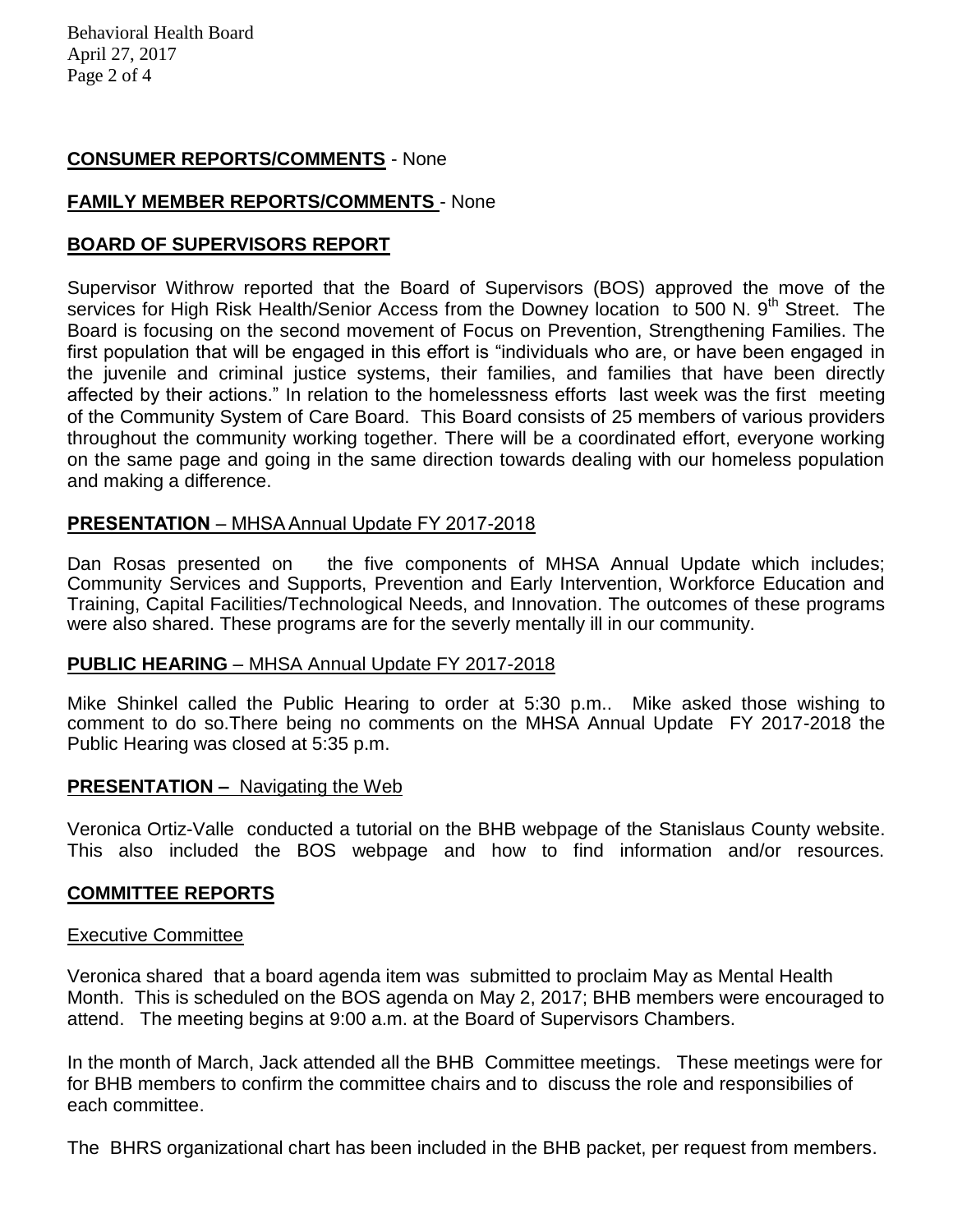## **CONSUMER REPORTS/COMMENTS** - None

## **FAMILY MEMBER REPORTS/COMMENTS** - None

## **BOARD OF SUPERVISORS REPORT**

Supervisor Withrow reported that the Board of Supervisors (BOS) approved the move of the services for High Risk Health/Senior Access from the Downey location to 500 N. 9th Street. The Board is focusing on the second movement of Focus on Prevention, Strengthening Families. The first population that will be engaged in this effort is "individuals who are, or have been engaged in the juvenile and criminal justice systems, their families, and families that have been directly affected by their actions." In relation to the homelessness efforts last week was the first meeting of the Community System of Care Board. This Board consists of 25 members of various providers throughout the community working together. There will be a coordinated effort, everyone working on the same page and going in the same direction towards dealing with our homeless population and making a difference.

## **PRESENTATION** – MHSA Annual Update FY 2017-2018

Dan Rosas presented on the five components of MHSA Annual Update which includes; Community Services and Supports, Prevention and Early Intervention, Workforce Education and Training, Capital Facilities/Technological Needs, and Innovation. The outcomes of these programs were also shared. These programs are for the severly mentally ill in our community.

## **PUBLIC HEARING** – MHSA Annual Update FY 2017-2018

Mike Shinkel called the Public Hearing to order at 5:30 p.m.. Mike asked those wishing to comment to do so.There being no comments on the MHSA Annual Update FY 2017-2018 the Public Hearing was closed at 5:35 p.m.

## **PRESENTATION –** Navigating the Web

Veronica Ortiz-Valle conducted a tutorial on the BHB webpage of the Stanislaus County website. This also included the BOS webpage and how to find information and/or resources.

## **COMMITTEE REPORTS**

### Executive Committee

Veronica shared that a board agenda item was submitted to proclaim May as Mental Health Month. This is scheduled on the BOS agenda on May 2, 2017; BHB members were encouraged to attend. The meeting begins at 9:00 a.m. at the Board of Supervisors Chambers.

In the month of March, Jack attended all the BHB Committee meetings. These meetings were for for BHB members to confirm the committee chairs and to discuss the role and responsibilies of each committee.

The BHRS organizational chart has been included in the BHB packet, per request from members.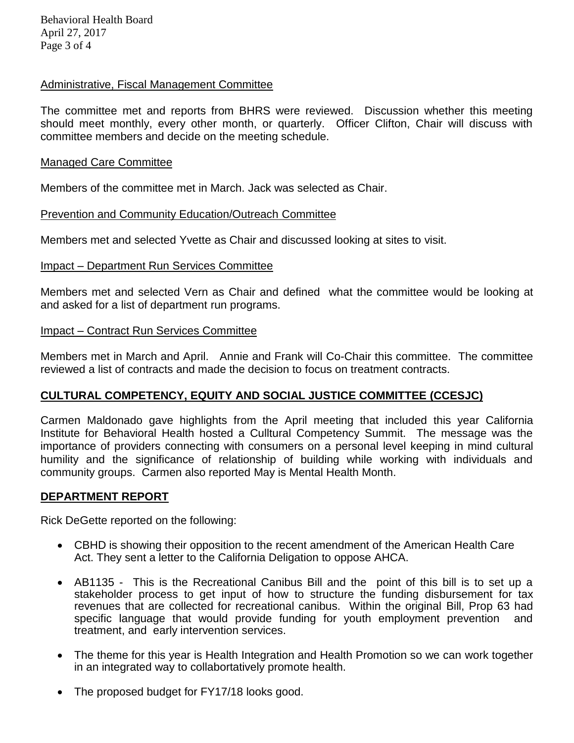<u>Administrative, Fiscal Management Committee</u>

The committee met and reports from BHRS were reviewed. Discussion whether this meeting should meet monthly, every other month, or quarterly. Officer Clifton, Chair will discuss with committee members and decide on the meeting schedule.

<u>Managed Care Committee</u>

Members of the committee met in March. Jack was selected as Chair.

<u>Prevention and Community Education/Outreach Committee</u>

Members met and selected Yvette as Chair and discussed looking at sites to visit.

<u>Impact – Department Run Services Committee</u>

Members met and selected Vern as Chair and defined what the committee would be looking at and asked for a list of department run programs.

<u>Impact – Contract Run Services Committee</u>

Members met in March and April. Annie and Frank will Co-Chair this committee. The committee reviewed a list of contracts and made the decision to focus on treatment contracts.

## CULTURAL COMPETENCY, EQUITY AND SOCIAL JUSTICE COMMITTEE (CCESJC)

Carmen Maldonado gave highlights from the April meeting that included this year California Institute for Behavioral Health hosted a Culltural Competency Summit. The message was the importance of providers connecting with consumers on a personal level keeping in mind cultural humility and the significance of relationship of building while working with individuals and community groups. Carmen also reported May is Mental Health Month.

## DEPARTMENT REPORT

Rick DeGette reported on the following:

- CBHD is showing their opposition to the recent amendment of the American Health Care Act. They sent a letter to the California Deligation to oppose AHCA.
- AB1135 - This is the Recreational Canibus Bill and the point of this bill is to set up a stakeholder process to get input of how to structure the funding disbursement for tax revenues that are collected for recreational canibus. Within the original Bill, Prop 63 had specific language that would provide funding for youth employment prevention and treatment, and early intervention services.
- The theme for this year is Health Integration and Health Promotion so we can work together in an integrated way to collabortatively promote health.
- The proposed budget for FY17/18 looks good.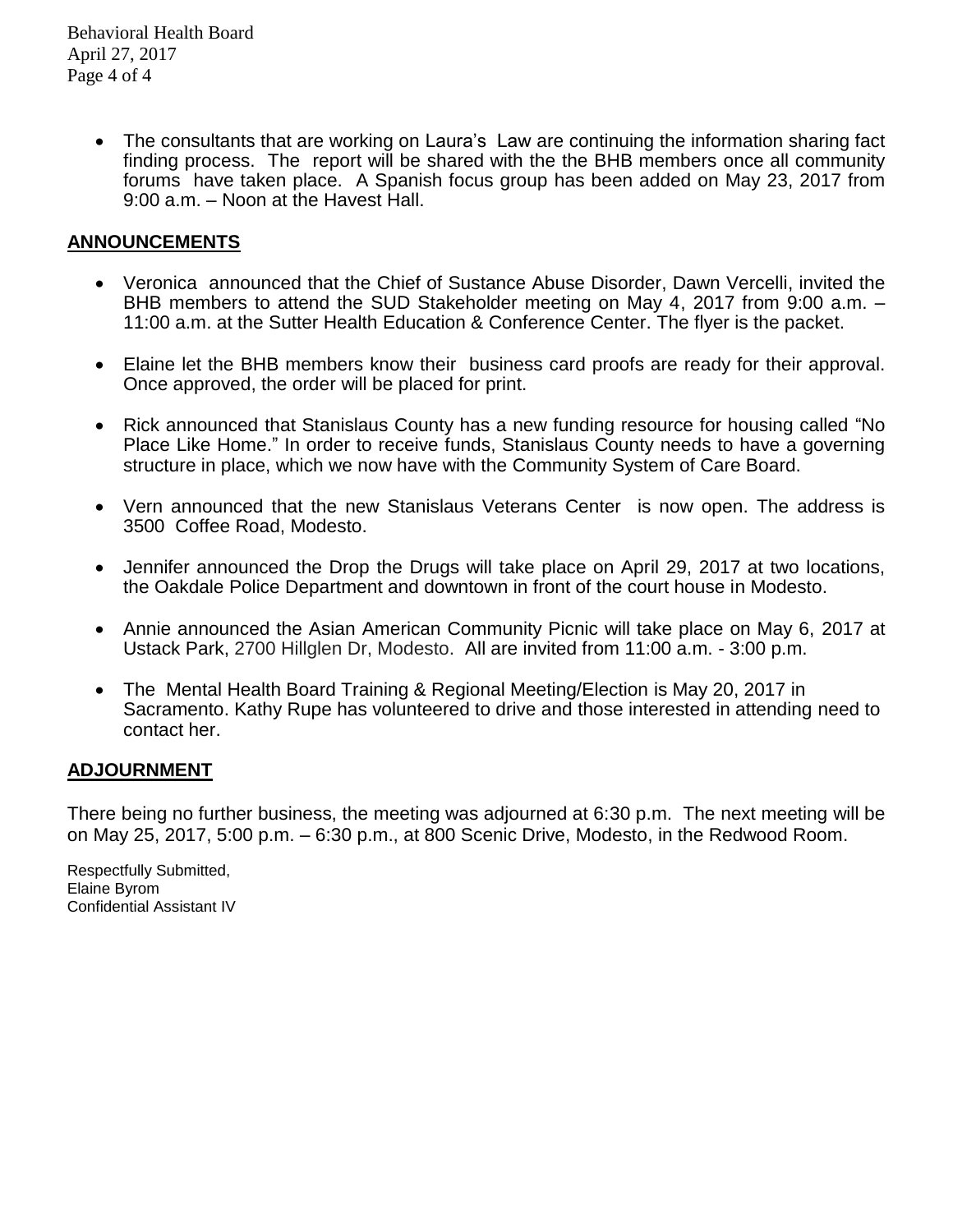- The consultants that are working on Laura's Law are continuing the information sharing fact finding process. The report will be shared with the the BHB members once all community forums have taken place. A Spanish focus group has been added on May 23, 2017 from 9:00 a.m. – Noon at the Havest Hall.

## ANNOUNCEMENTS

- Veronica announced that the Chief of Sustance Abuse Disorder, Dawn Vercelli, invited the BHB members to attend the SUD Stakeholder meeting on May 4, 2017 from 9:00 a.m. – 11:00 a.m. at the Sutter Health Education & Conference Center. The flyer is the packet.
- Elaine let the BHB members know their business card proofs are ready for their approval. Once approved, the order will be placed for print.
- Rick announced that Stanislaus County has a new funding resource for housing called "No Place Like Home." In order to receive funds, Stanislaus County needs to have a governing structure in place, which we now have with the Community System of Care Board.
- Vern announced that the new Stanislaus Veterans Center is now open. The address is 3500 Coffee Road, Modesto.
- Jennifer announced the Drop the Drugs will take place on April 29, 2017 at two locations, the Oakdale Police Department and downtown in front of the court house in Modesto.
- Annie announced the Asian American Community Picnic will take place on May 6, 2017 at Ustack Park, 2700 Hillglen Dr, Modesto. All are invited from 11:00 a.m. - 3:00 p.m.
- The Mental Health Board Training & Regional Meeting/Election is May 20, 2017 in Sacramento. Kathy Rupe has volunteered to drive and those interested in attending need to contact her.

## ADJOURNMENT

There being no further business, the meeting was adjourned at 6:30 p.m. The next meeting will be on May 25, 2017, 5:00 p.m. – 6:30 p.m., at 800 Scenic Drive, Modesto, in the Redwood Room.

Respectfully Submitted,
Elaine Byrom
Confidential Assistant IV